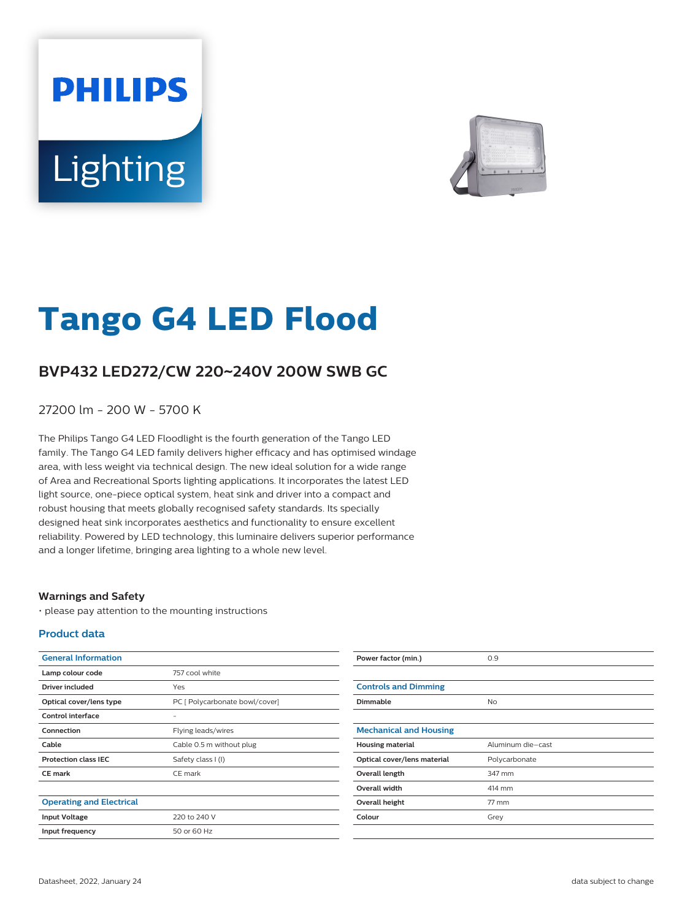# Tango G4 LED Flood

## BVP432 LED272/CW 220~240V 200W SWB GC

27200 lm - 200 W - 5700 K

The Philips Tango G4 LED Floodlight is the fourth generation of the Tango LED family. The Tango G4 LED family delivers higher efficacy and has optimised windage area, with less weight via technical design. The new ideal solution for a wide range of Area and Recreational Sports lighting applications. It incorporates the latest LED light source, one-piece optical system, heat sink and driver into a compact and robust housing that meets globally recognised safety standards. Its specially designed heat sink incorporates aesthetics and functionality to ensure excellent reliability. Powered by LED technology, this luminaire delivers superior performance and a longer lifetime, bringing area lighting to a whole new level.

### Warnings and Safety

- please pay attention to the mounting instructions

### Product data

| General Information | |
|---|---|
| Lamp colour code | 757 cool white |
| Driver included | Yes |
| Optical cover/lens type | PC [ Polycarbonate bowl/cover] |
| Control interface | - |
| Connection | Flying leads/wires |
| Cable | Cable 0.5 m without plug |
| Protection class IEC | Safety class I (I) |
| CE mark | CE mark |

| Operating and Electrical | |
|---|---|
| Input Voltage | 220 to 240 V |
| Input frequency | 50 or 60 Hz |
| Power factor (min.) | 0.9 |

| Controls and Dimming | |
|---|---|
| Dimmable | No |

| Mechanical and Housing | |
|---|---|
| Housing material | Aluminum die-cast |
| Optical cover/lens material | Polycarbonate |
| Overall length | 347 mm |
| Overall width | 414 mm |
| Overall height | 77 mm |
| Colour | Grey |

Datasheet, 2022, January 24

data subject to change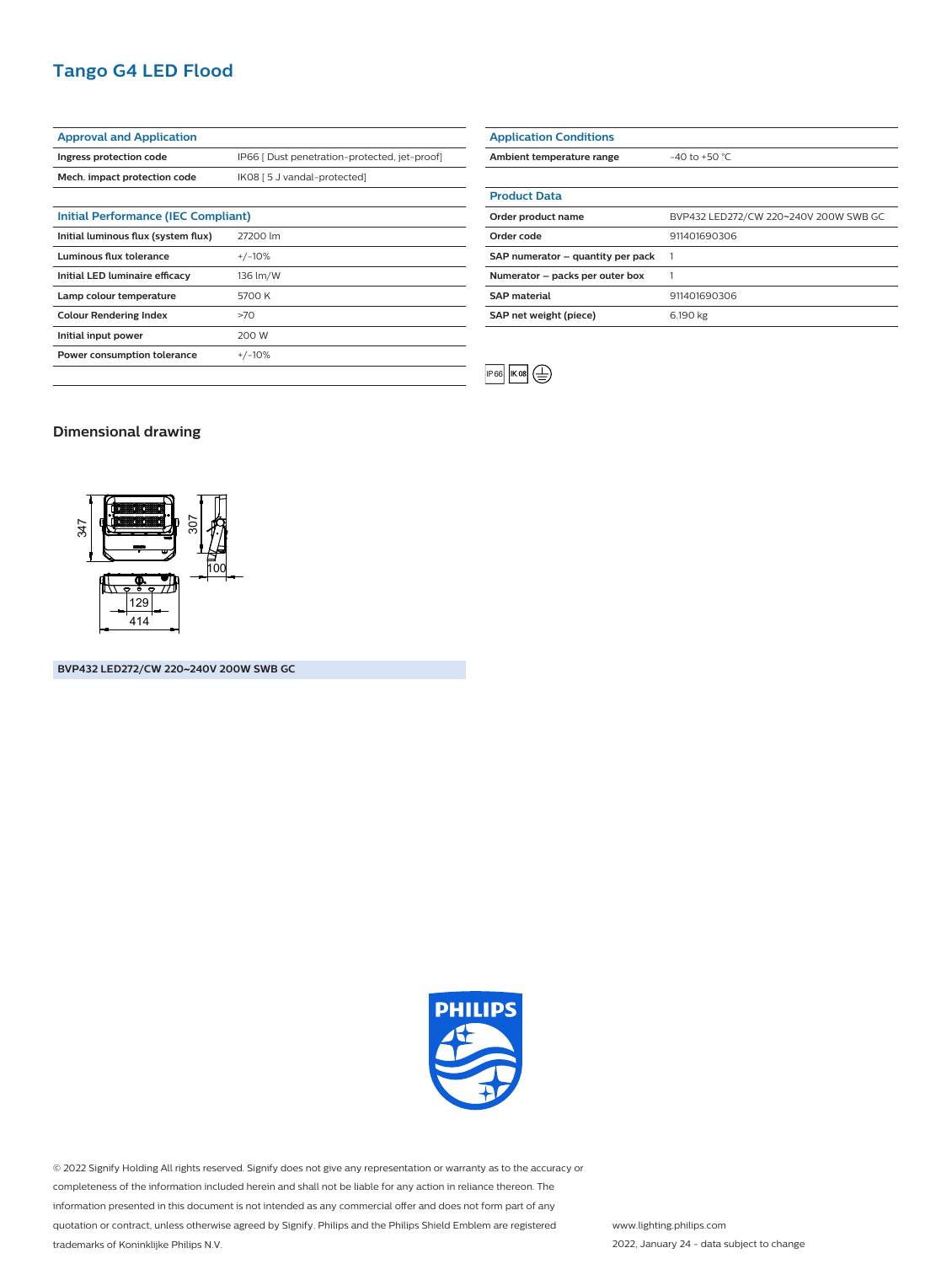# Tango G4 LED Flood

| Approval and Application | |
|---|---|
| Ingress protection code | IP66 [ Dust penetration-protected, jet-proof] |
| Mech. impact protection code | IK08 [ 5 J vandal-protected] |

| Initial Performance (IEC Compliant) | |
|---|---|
| Initial luminous flux (system flux) | 27200 lm |
| Luminous flux tolerance | +/-10% |
| Initial LED luminaire efficacy | 136 lm/W |
| Lamp colour temperature | 5700 K |
| Colour Rendering Index | >70 |
| Initial input power | 200 W |
| Power consumption tolerance | +/-10% |

| Application Conditions | |
|---|---|
| Ambient temperature range | -40 to +50 °C |

| Product Data | |
|---|---|
| Order product name | BVP432 LED272/CW 220~240V 200W SWB GC |
| Order code | 911401690306 |
| SAP numerator – quantity per pack | 1 |
| Numerator – packs per outer box | 1 |
| SAP material | 911401690306 |
| SAP net weight (piece) | 6.190 kg |

IP66 IK08

## Dimensional drawing

347
307
100
129
414

BVP432 LED272/CW 220~240V 200W SWB GC

© 2022 Signify Holding All rights reserved. Signify does not give any representation or warranty as to the accuracy or completeness of the information included herein and shall not be liable for any action in reliance thereon. The information presented in this document is not intended as any commercial offer and does not form part of any quotation or contract, unless otherwise agreed by Signify. Philips and the Philips Shield Emblem are registered trademarks of Koninklijke Philips N.V.

www.lighting.philips.com

2022, January 24 - data subject to change